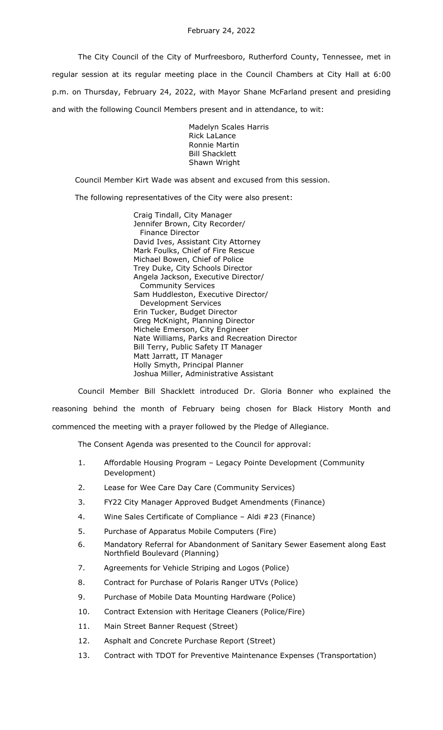February 24, 2022

The City Council of the City of Murfreesboro, Rutherford County, Tennessee, met in regular session at its regular meeting place in the Council Chambers at City Hall at 6:00 p.m. on Thursday, February 24, 2022, with Mayor Shane McFarland present and presiding and with the following Council Members present and in attendance, to wit:

Madelyn Scales Harris
Rick LaLance
Ronnie Martin
Bill Shacklett
Shawn Wright

Council Member Kirt Wade was absent and excused from this session.

The following representatives of the City were also present:

Craig Tindall, City Manager
Jennifer Brown, City Recorder/ Finance Director
David Ives, Assistant City Attorney
Mark Foulks, Chief of Fire Rescue
Michael Bowen, Chief of Police
Trey Duke, City Schools Director
Angela Jackson, Executive Director/ Community Services
Sam Huddleston, Executive Director/ Development Services
Erin Tucker, Budget Director
Greg McKnight, Planning Director
Michele Emerson, City Engineer
Nate Williams, Parks and Recreation Director
Bill Terry, Public Safety IT Manager
Matt Jarratt, IT Manager
Holly Smyth, Principal Planner
Joshua Miller, Administrative Assistant

Council Member Bill Shacklett introduced Dr. Gloria Bonner who explained the reasoning behind the month of February being chosen for Black History Month and commenced the meeting with a prayer followed by the Pledge of Allegiance.

The Consent Agenda was presented to the Council for approval:

1. Affordable Housing Program – Legacy Pointe Development (Community Development)
2. Lease for Wee Care Day Care (Community Services)
3. FY22 City Manager Approved Budget Amendments (Finance)
4. Wine Sales Certificate of Compliance – Aldi #23 (Finance)
5. Purchase of Apparatus Mobile Computers (Fire)
6. Mandatory Referral for Abandonment of Sanitary Sewer Easement along East Northfield Boulevard (Planning)
7. Agreements for Vehicle Striping and Logos (Police)
8. Contract for Purchase of Polaris Ranger UTVs (Police)
9. Purchase of Mobile Data Mounting Hardware (Police)
10. Contract Extension with Heritage Cleaners (Police/Fire)
11. Main Street Banner Request (Street)
12. Asphalt and Concrete Purchase Report (Street)
13. Contract with TDOT for Preventive Maintenance Expenses (Transportation)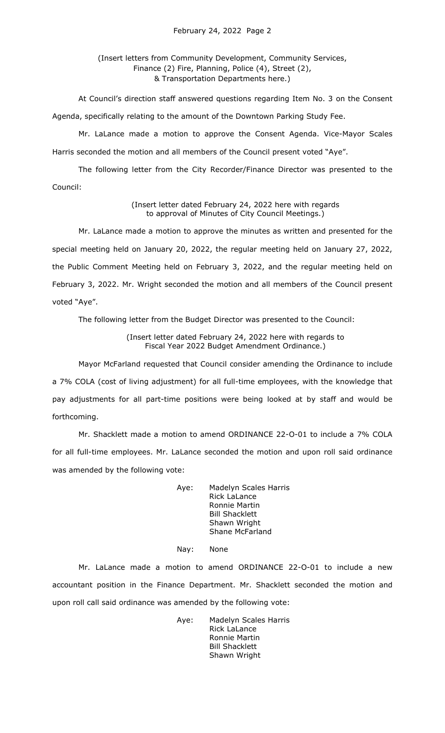(Insert letters from Community Development, Community Services, Finance (2) Fire, Planning, Police (4), Street (2), & Transportation Departments here.)

At Council's direction staff answered questions regarding Item No. 3 on the Consent Agenda, specifically relating to the amount of the Downtown Parking Study Fee.

Mr. LaLance made a motion to approve the Consent Agenda. Vice-Mayor Scales Harris seconded the motion and all members of the Council present voted "Aye".

The following letter from the City Recorder/Finance Director was presented to the Council:

(Insert letter dated February 24, 2022 here with regards to approval of Minutes of City Council Meetings.)

Mr. LaLance made a motion to approve the minutes as written and presented for the special meeting held on January 20, 2022, the regular meeting held on January 27, 2022, the Public Comment Meeting held on February 3, 2022, and the regular meeting held on February 3, 2022. Mr. Wright seconded the motion and all members of the Council present voted "Aye".

The following letter from the Budget Director was presented to the Council:

(Insert letter dated February 24, 2022 here with regards to Fiscal Year 2022 Budget Amendment Ordinance.)

Mayor McFarland requested that Council consider amending the Ordinance to include a 7% COLA (cost of living adjustment) for all full-time employees, with the knowledge that pay adjustments for all part-time positions were being looked at by staff and would be forthcoming.

Mr. Shacklett made a motion to amend ORDINANCE 22-O-01 to include a 7% COLA for all full-time employees. Mr. LaLance seconded the motion and upon roll said ordinance was amended by the following vote:

Aye: Madelyn Scales Harris
Rick LaLance
Ronnie Martin
Bill Shacklett
Shawn Wright
Shane McFarland

Nay: None

Mr. LaLance made a motion to amend ORDINANCE 22-O-01 to include a new accountant position in the Finance Department. Mr. Shacklett seconded the motion and upon roll call said ordinance was amended by the following vote:

Aye: Madelyn Scales Harris
Rick LaLance
Ronnie Martin
Bill Shacklett
Shawn Wright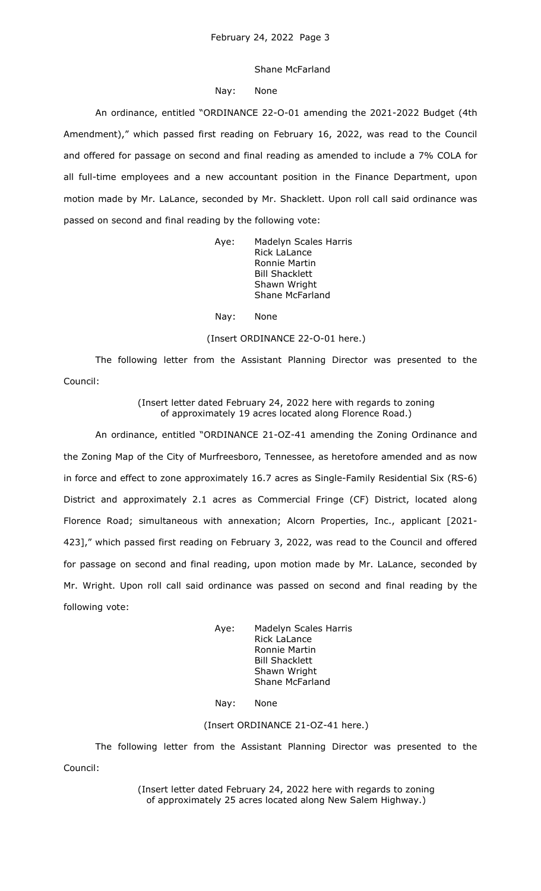Shane McFarland

Nay: None

An ordinance, entitled "ORDINANCE 22-O-01 amending the 2021-2022 Budget (4th Amendment)," which passed first reading on February 16, 2022, was read to the Council and offered for passage on second and final reading as amended to include a 7% COLA for all full-time employees and a new accountant position in the Finance Department, upon motion made by Mr. LaLance, seconded by Mr. Shacklett. Upon roll call said ordinance was passed on second and final reading by the following vote:

Aye: Madelyn Scales Harris
Rick LaLance
Ronnie Martin
Bill Shacklett
Shawn Wright
Shane McFarland

Nay: None

(Insert ORDINANCE 22-O-01 here.)

The following letter from the Assistant Planning Director was presented to the Council:

(Insert letter dated February 24, 2022 here with regards to zoning of approximately 19 acres located along Florence Road.)

An ordinance, entitled "ORDINANCE 21-OZ-41 amending the Zoning Ordinance and the Zoning Map of the City of Murfreesboro, Tennessee, as heretofore amended and as now in force and effect to zone approximately 16.7 acres as Single-Family Residential Six (RS-6) District and approximately 2.1 acres as Commercial Fringe (CF) District, located along Florence Road; simultaneous with annexation; Alcorn Properties, Inc., applicant [2021-423]," which passed first reading on February 3, 2022, was read to the Council and offered for passage on second and final reading, upon motion made by Mr. LaLance, seconded by Mr. Wright. Upon roll call said ordinance was passed on second and final reading by the following vote:

Aye: Madelyn Scales Harris
Rick LaLance
Ronnie Martin
Bill Shacklett
Shawn Wright
Shane McFarland

Nay: None

(Insert ORDINANCE 21-OZ-41 here.)

The following letter from the Assistant Planning Director was presented to the Council:

(Insert letter dated February 24, 2022 here with regards to zoning of approximately 25 acres located along New Salem Highway.)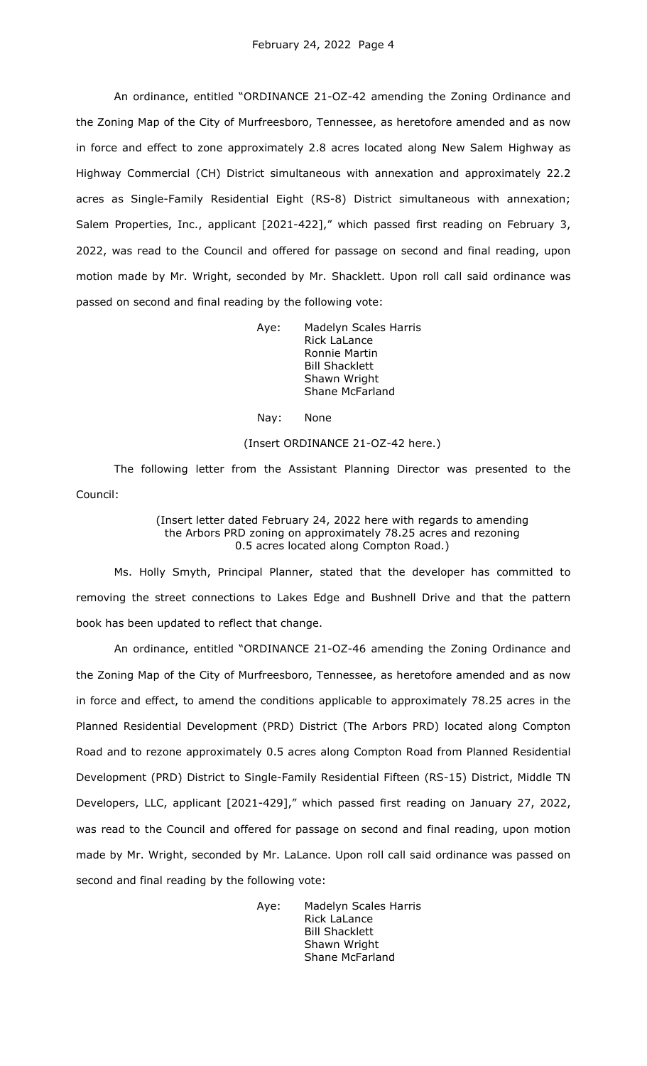An ordinance, entitled "ORDINANCE 21-OZ-42 amending the Zoning Ordinance and the Zoning Map of the City of Murfreesboro, Tennessee, as heretofore amended and as now in force and effect to zone approximately 2.8 acres located along New Salem Highway as Highway Commercial (CH) District simultaneous with annexation and approximately 22.2 acres as Single-Family Residential Eight (RS-8) District simultaneous with annexation; Salem Properties, Inc., applicant [2021-422]," which passed first reading on February 3, 2022, was read to the Council and offered for passage on second and final reading, upon motion made by Mr. Wright, seconded by Mr. Shacklett. Upon roll call said ordinance was passed on second and final reading by the following vote:

Aye: Madelyn Scales Harris
Rick LaLance
Ronnie Martin
Bill Shacklett
Shawn Wright
Shane McFarland

Nay: None

(Insert ORDINANCE 21-OZ-42 here.)

The following letter from the Assistant Planning Director was presented to the Council:

(Insert letter dated February 24, 2022 here with regards to amending the Arbors PRD zoning on approximately 78.25 acres and rezoning 0.5 acres located along Compton Road.)

Ms. Holly Smyth, Principal Planner, stated that the developer has committed to removing the street connections to Lakes Edge and Bushnell Drive and that the pattern book has been updated to reflect that change.

An ordinance, entitled "ORDINANCE 21-OZ-46 amending the Zoning Ordinance and the Zoning Map of the City of Murfreesboro, Tennessee, as heretofore amended and as now in force and effect, to amend the conditions applicable to approximately 78.25 acres in the Planned Residential Development (PRD) District (The Arbors PRD) located along Compton Road and to rezone approximately 0.5 acres along Compton Road from Planned Residential Development (PRD) District to Single-Family Residential Fifteen (RS-15) District, Middle TN Developers, LLC, applicant [2021-429]," which passed first reading on January 27, 2022, was read to the Council and offered for passage on second and final reading, upon motion made by Mr. Wright, seconded by Mr. LaLance. Upon roll call said ordinance was passed on second and final reading by the following vote:

Aye: Madelyn Scales Harris
Rick LaLance
Bill Shacklett
Shawn Wright
Shane McFarland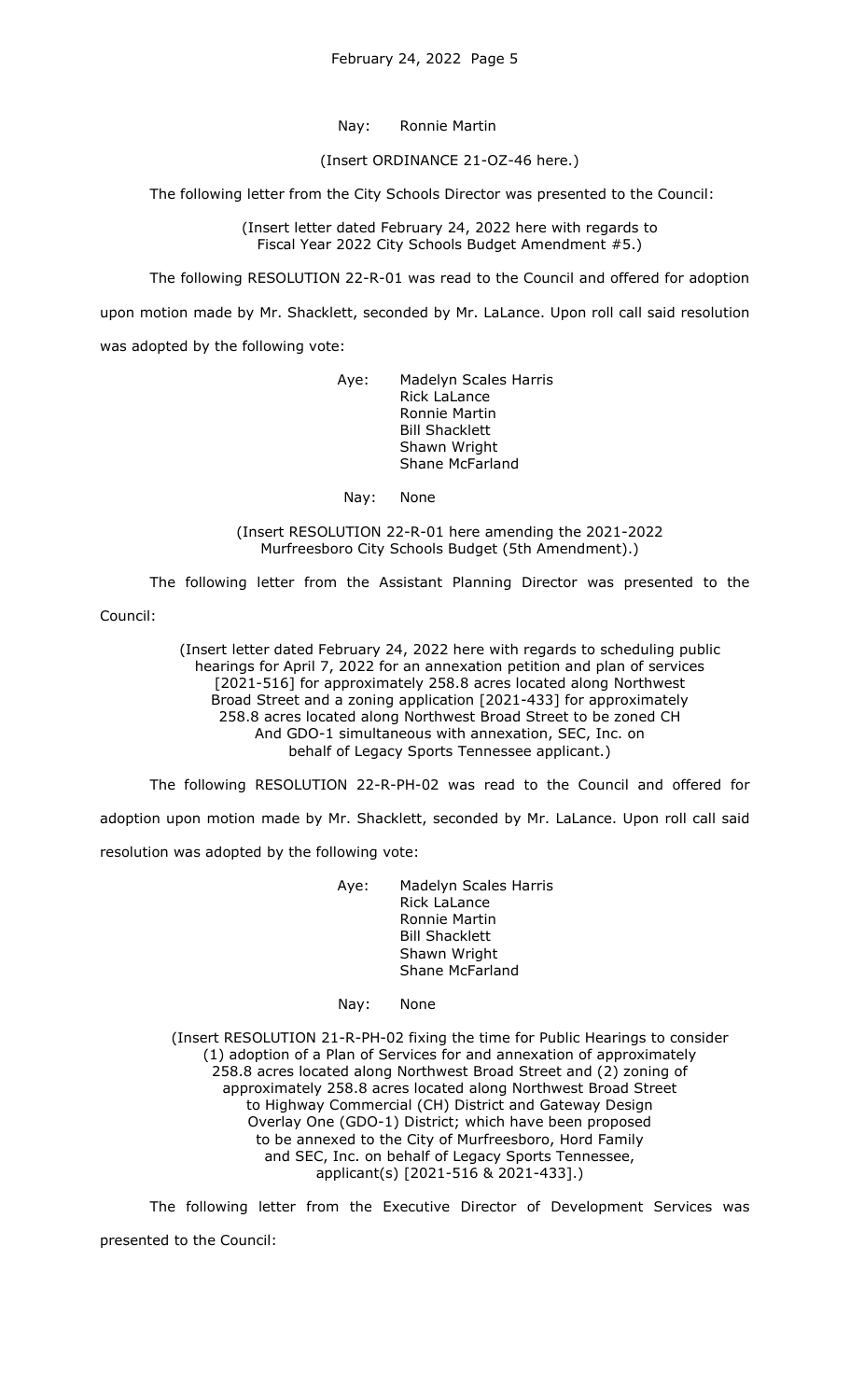Nay: Ronnie Martin

(Insert ORDINANCE 21-OZ-46 here.)

The following letter from the City Schools Director was presented to the Council:

(Insert letter dated February 24, 2022 here with regards to Fiscal Year 2022 City Schools Budget Amendment #5.)

The following RESOLUTION 22-R-01 was read to the Council and offered for adoption upon motion made by Mr. Shacklett, seconded by Mr. LaLance. Upon roll call said resolution was adopted by the following vote:

Aye: Madelyn Scales Harris
Rick LaLance
Ronnie Martin
Bill Shacklett
Shawn Wright
Shane McFarland

Nay: None

(Insert RESOLUTION 22-R-01 here amending the 2021-2022 Murfreesboro City Schools Budget (5th Amendment).)

The following letter from the Assistant Planning Director was presented to the Council:

(Insert letter dated February 24, 2022 here with regards to scheduling public hearings for April 7, 2022 for an annexation petition and plan of services [2021-516] for approximately 258.8 acres located along Northwest Broad Street and a zoning application [2021-433] for approximately 258.8 acres located along Northwest Broad Street to be zoned CH And GDO-1 simultaneous with annexation, SEC, Inc. on behalf of Legacy Sports Tennessee applicant.)

The following RESOLUTION 22-R-PH-02 was read to the Council and offered for adoption upon motion made by Mr. Shacklett, seconded by Mr. LaLance. Upon roll call said resolution was adopted by the following vote:

Aye: Madelyn Scales Harris
Rick LaLance
Ronnie Martin
Bill Shacklett
Shawn Wright
Shane McFarland

Nay: None

(Insert RESOLUTION 21-R-PH-02 fixing the time for Public Hearings to consider (1) adoption of a Plan of Services for and annexation of approximately 258.8 acres located along Northwest Broad Street and (2) zoning of approximately 258.8 acres located along Northwest Broad Street to Highway Commercial (CH) District and Gateway Design Overlay One (GDO-1) District; which have been proposed to be annexed to the City of Murfreesboro, Hord Family and SEC, Inc. on behalf of Legacy Sports Tennessee, applicant(s) [2021-516 & 2021-433].)

The following letter from the Executive Director of Development Services was presented to the Council: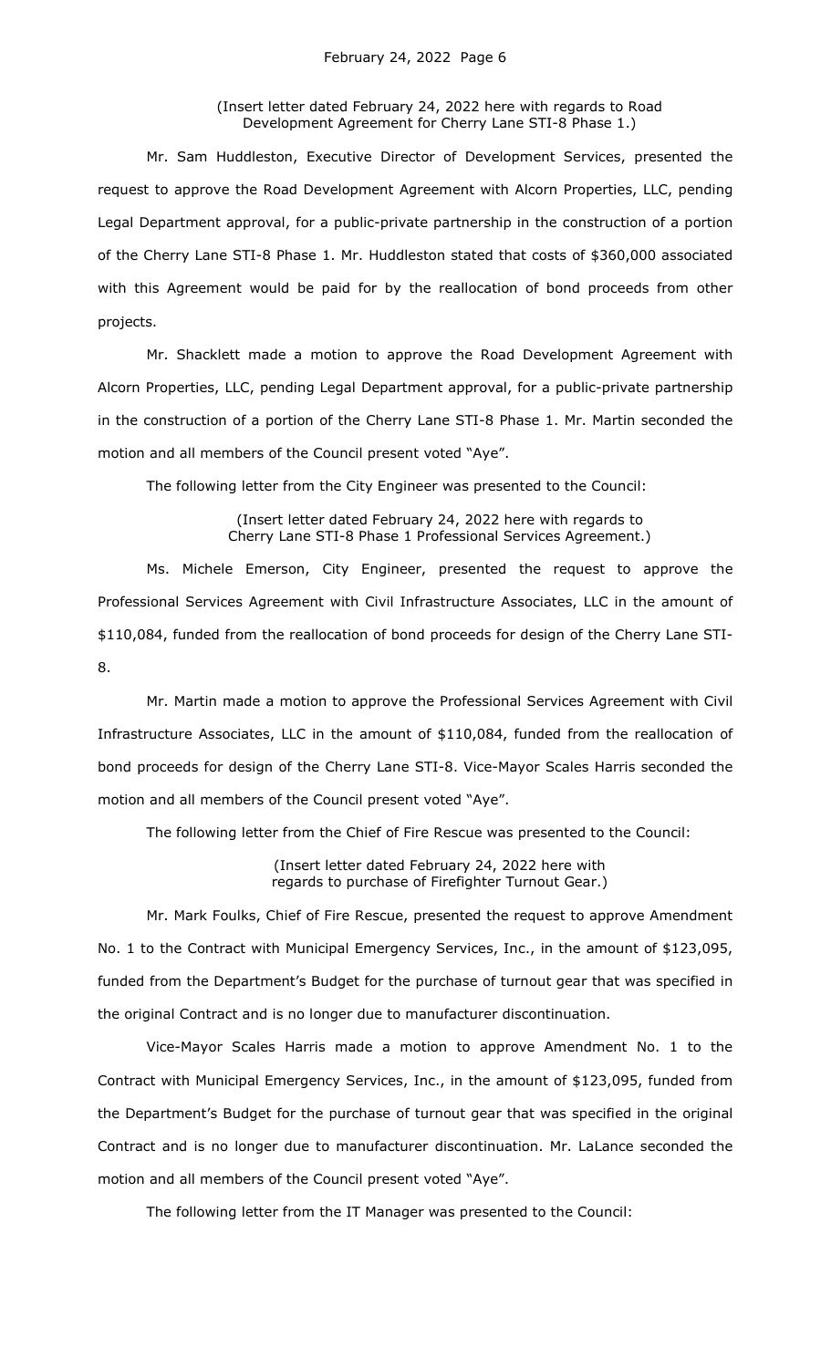(Insert letter dated February 24, 2022 here with regards to Road Development Agreement for Cherry Lane STI-8 Phase 1.)

Mr. Sam Huddleston, Executive Director of Development Services, presented the request to approve the Road Development Agreement with Alcorn Properties, LLC, pending Legal Department approval, for a public-private partnership in the construction of a portion of the Cherry Lane STI-8 Phase 1. Mr. Huddleston stated that costs of $360,000 associated with this Agreement would be paid for by the reallocation of bond proceeds from other projects.

Mr. Shacklett made a motion to approve the Road Development Agreement with Alcorn Properties, LLC, pending Legal Department approval, for a public-private partnership in the construction of a portion of the Cherry Lane STI-8 Phase 1. Mr. Martin seconded the motion and all members of the Council present voted "Aye".

The following letter from the City Engineer was presented to the Council:

(Insert letter dated February 24, 2022 here with regards to Cherry Lane STI-8 Phase 1 Professional Services Agreement.)

Ms. Michele Emerson, City Engineer, presented the request to approve the Professional Services Agreement with Civil Infrastructure Associates, LLC in the amount of $110,084, funded from the reallocation of bond proceeds for design of the Cherry Lane STI-8.

Mr. Martin made a motion to approve the Professional Services Agreement with Civil Infrastructure Associates, LLC in the amount of $110,084, funded from the reallocation of bond proceeds for design of the Cherry Lane STI-8. Vice-Mayor Scales Harris seconded the motion and all members of the Council present voted "Aye".

The following letter from the Chief of Fire Rescue was presented to the Council:

(Insert letter dated February 24, 2022 here with regards to purchase of Firefighter Turnout Gear.)

Mr. Mark Foulks, Chief of Fire Rescue, presented the request to approve Amendment No. 1 to the Contract with Municipal Emergency Services, Inc., in the amount of $123,095, funded from the Department's Budget for the purchase of turnout gear that was specified in the original Contract and is no longer due to manufacturer discontinuation.

Vice-Mayor Scales Harris made a motion to approve Amendment No. 1 to the Contract with Municipal Emergency Services, Inc., in the amount of $123,095, funded from the Department's Budget for the purchase of turnout gear that was specified in the original Contract and is no longer due to manufacturer discontinuation. Mr. LaLance seconded the motion and all members of the Council present voted "Aye".

The following letter from the IT Manager was presented to the Council: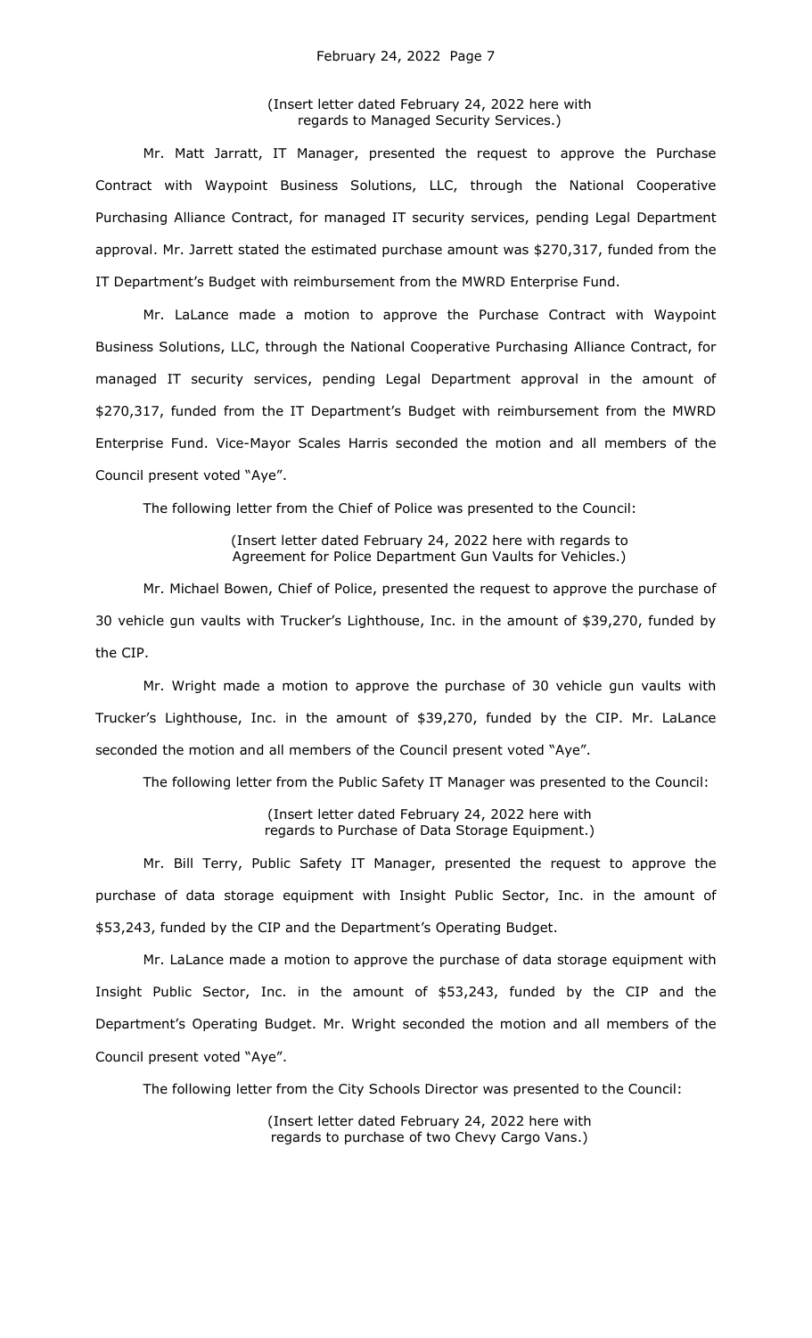(Insert letter dated February 24, 2022 here with regards to Managed Security Services.)

Mr. Matt Jarratt, IT Manager, presented the request to approve the Purchase Contract with Waypoint Business Solutions, LLC, through the National Cooperative Purchasing Alliance Contract, for managed IT security services, pending Legal Department approval. Mr. Jarrett stated the estimated purchase amount was $270,317, funded from the IT Department's Budget with reimbursement from the MWRD Enterprise Fund.

Mr. LaLance made a motion to approve the Purchase Contract with Waypoint Business Solutions, LLC, through the National Cooperative Purchasing Alliance Contract, for managed IT security services, pending Legal Department approval in the amount of $270,317, funded from the IT Department's Budget with reimbursement from the MWRD Enterprise Fund. Vice-Mayor Scales Harris seconded the motion and all members of the Council present voted "Aye".

The following letter from the Chief of Police was presented to the Council:

(Insert letter dated February 24, 2022 here with regards to Agreement for Police Department Gun Vaults for Vehicles.)

Mr. Michael Bowen, Chief of Police, presented the request to approve the purchase of 30 vehicle gun vaults with Trucker's Lighthouse, Inc. in the amount of $39,270, funded by the CIP.

Mr. Wright made a motion to approve the purchase of 30 vehicle gun vaults with Trucker's Lighthouse, Inc. in the amount of $39,270, funded by the CIP. Mr. LaLance seconded the motion and all members of the Council present voted "Aye".

The following letter from the Public Safety IT Manager was presented to the Council:

(Insert letter dated February 24, 2022 here with regards to Purchase of Data Storage Equipment.)

Mr. Bill Terry, Public Safety IT Manager, presented the request to approve the purchase of data storage equipment with Insight Public Sector, Inc. in the amount of $53,243, funded by the CIP and the Department's Operating Budget.

Mr. LaLance made a motion to approve the purchase of data storage equipment with Insight Public Sector, Inc. in the amount of $53,243, funded by the CIP and the Department's Operating Budget. Mr. Wright seconded the motion and all members of the Council present voted "Aye".

The following letter from the City Schools Director was presented to the Council:

(Insert letter dated February 24, 2022 here with regards to purchase of two Chevy Cargo Vans.)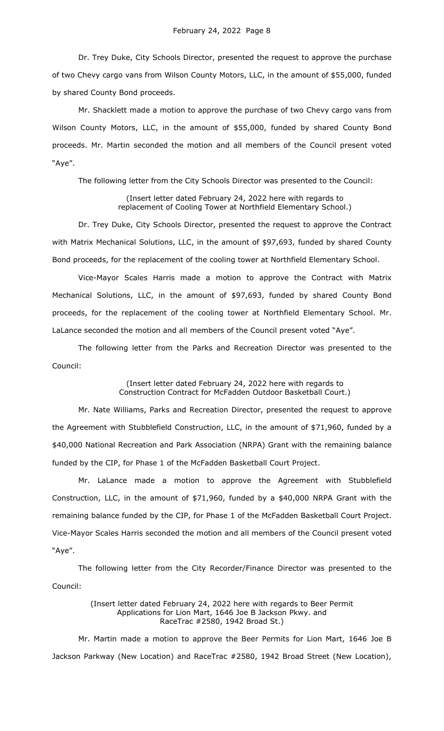Dr. Trey Duke, City Schools Director, presented the request to approve the purchase of two Chevy cargo vans from Wilson County Motors, LLC, in the amount of $55,000, funded by shared County Bond proceeds.

Mr. Shacklett made a motion to approve the purchase of two Chevy cargo vans from Wilson County Motors, LLC, in the amount of $55,000, funded by shared County Bond proceeds. Mr. Martin seconded the motion and all members of the Council present voted "Aye".

The following letter from the City Schools Director was presented to the Council:

(Insert letter dated February 24, 2022 here with regards to replacement of Cooling Tower at Northfield Elementary School.)

Dr. Trey Duke, City Schools Director, presented the request to approve the Contract with Matrix Mechanical Solutions, LLC, in the amount of $97,693, funded by shared County Bond proceeds, for the replacement of the cooling tower at Northfield Elementary School.

Vice-Mayor Scales Harris made a motion to approve the Contract with Matrix Mechanical Solutions, LLC, in the amount of $97,693, funded by shared County Bond proceeds, for the replacement of the cooling tower at Northfield Elementary School. Mr. LaLance seconded the motion and all members of the Council present voted "Aye".

The following letter from the Parks and Recreation Director was presented to the Council:

(Insert letter dated February 24, 2022 here with regards to Construction Contract for McFadden Outdoor Basketball Court.)

Mr. Nate Williams, Parks and Recreation Director, presented the request to approve the Agreement with Stubblefield Construction, LLC, in the amount of $71,960, funded by a $40,000 National Recreation and Park Association (NRPA) Grant with the remaining balance funded by the CIP, for Phase 1 of the McFadden Basketball Court Project.

Mr. LaLance made a motion to approve the Agreement with Stubblefield Construction, LLC, in the amount of $71,960, funded by a $40,000 NRPA Grant with the remaining balance funded by the CIP, for Phase 1 of the McFadden Basketball Court Project. Vice-Mayor Scales Harris seconded the motion and all members of the Council present voted "Aye".

The following letter from the City Recorder/Finance Director was presented to the Council:

(Insert letter dated February 24, 2022 here with regards to Beer Permit Applications for Lion Mart, 1646 Joe B Jackson Pkwy. and RaceTrac #2580, 1942 Broad St.)

Mr. Martin made a motion to approve the Beer Permits for Lion Mart, 1646 Joe B Jackson Parkway (New Location) and RaceTrac #2580, 1942 Broad Street (New Location),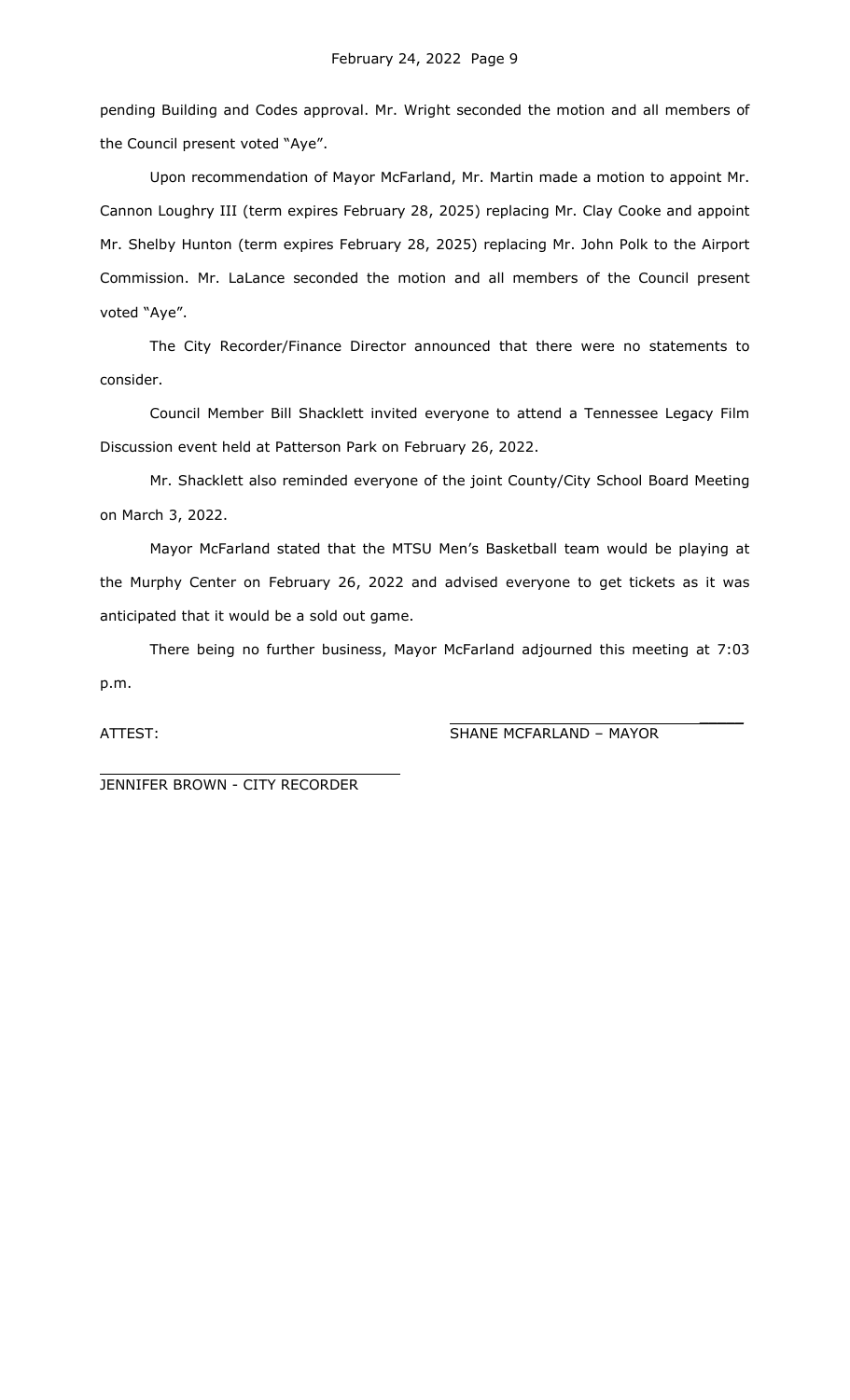pending Building and Codes approval. Mr. Wright seconded the motion and all members of the Council present voted "Aye".

Upon recommendation of Mayor McFarland, Mr. Martin made a motion to appoint Mr. Cannon Loughry III (term expires February 28, 2025) replacing Mr. Clay Cooke and appoint Mr. Shelby Hunton (term expires February 28, 2025) replacing Mr. John Polk to the Airport Commission. Mr. LaLance seconded the motion and all members of the Council present voted "Aye".

The City Recorder/Finance Director announced that there were no statements to consider.

Council Member Bill Shacklett invited everyone to attend a Tennessee Legacy Film Discussion event held at Patterson Park on February 26, 2022.

Mr. Shacklett also reminded everyone of the joint County/City School Board Meeting on March 3, 2022.

Mayor McFarland stated that the MTSU Men's Basketball team would be playing at the Murphy Center on February 26, 2022 and advised everyone to get tickets as it was anticipated that it would be a sold out game.

There being no further business, Mayor McFarland adjourned this meeting at 7:03 p.m.

ATTEST:

SHANE MCFARLAND – MAYOR

JENNIFER BROWN - CITY RECORDER